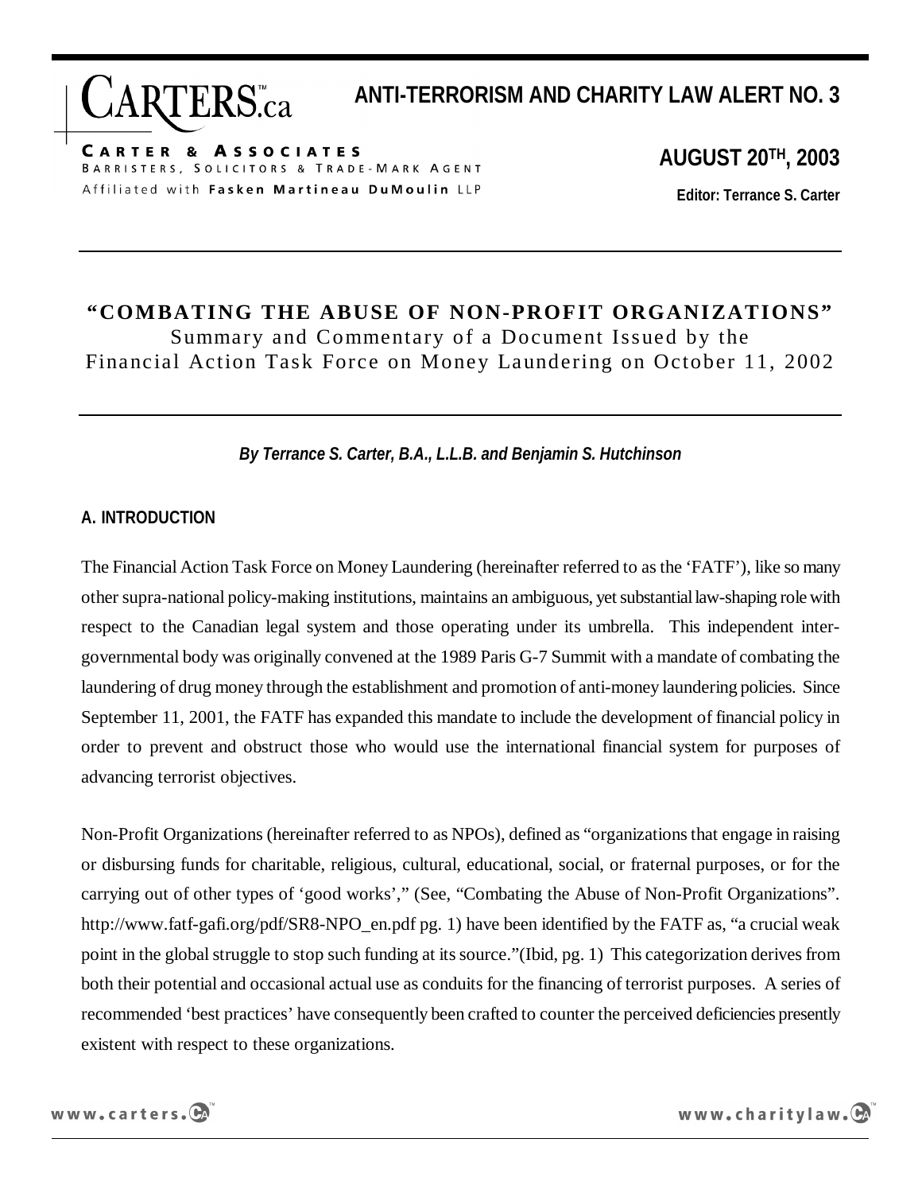# ANTI-TERRORISM AND CHARITY LAW ALERT NO. 3

CARTERS.ca
CARTER & ASSOCIATES
BARRISTERS, SOLICITORS & TRADE-MARK AGENT
Affiliated with Fasken Martineau DuMoulin LLP

**AUGUST 20TH, 2003**

**Editor: Terrance S. Carter**

---

## "COMBATING THE ABUSE OF NON-PROFIT ORGANIZATIONS"

Summary and Commentary of a Document Issued by the Financial Action Task Force on Money Laundering on October 11, 2002

---

***By Terrance S. Carter, B.A., L.L.B. and Benjamin S. Hutchinson***

### A. INTRODUCTION

The Financial Action Task Force on Money Laundering (hereinafter referred to as the 'FATF'), like so many other supra-national policy-making institutions, maintains an ambiguous, yet substantial law-shaping role with respect to the Canadian legal system and those operating under its umbrella. This independent inter-governmental body was originally convened at the 1989 Paris G-7 Summit with a mandate of combating the laundering of drug money through the establishment and promotion of anti-money laundering policies. Since September 11, 2001, the FATF has expanded this mandate to include the development of financial policy in order to prevent and obstruct those who would use the international financial system for purposes of advancing terrorist objectives.

Non-Profit Organizations (hereinafter referred to as NPOs), defined as "organizations that engage in raising or disbursing funds for charitable, religious, cultural, educational, social, or fraternal purposes, or for the carrying out of other types of 'good works'," (See, "Combating the Abuse of Non-Profit Organizations". http://www.fatf-gafi.org/pdf/SR8-NPO_en.pdf pg. 1) have been identified by the FATF as, "a crucial weak point in the global struggle to stop such funding at its source."(Ibid, pg. 1) This categorization derives from both their potential and occasional actual use as conduits for the financing of terrorist purposes. A series of recommended 'best practices' have consequently been crafted to counter the perceived deficiencies presently existent with respect to these organizations.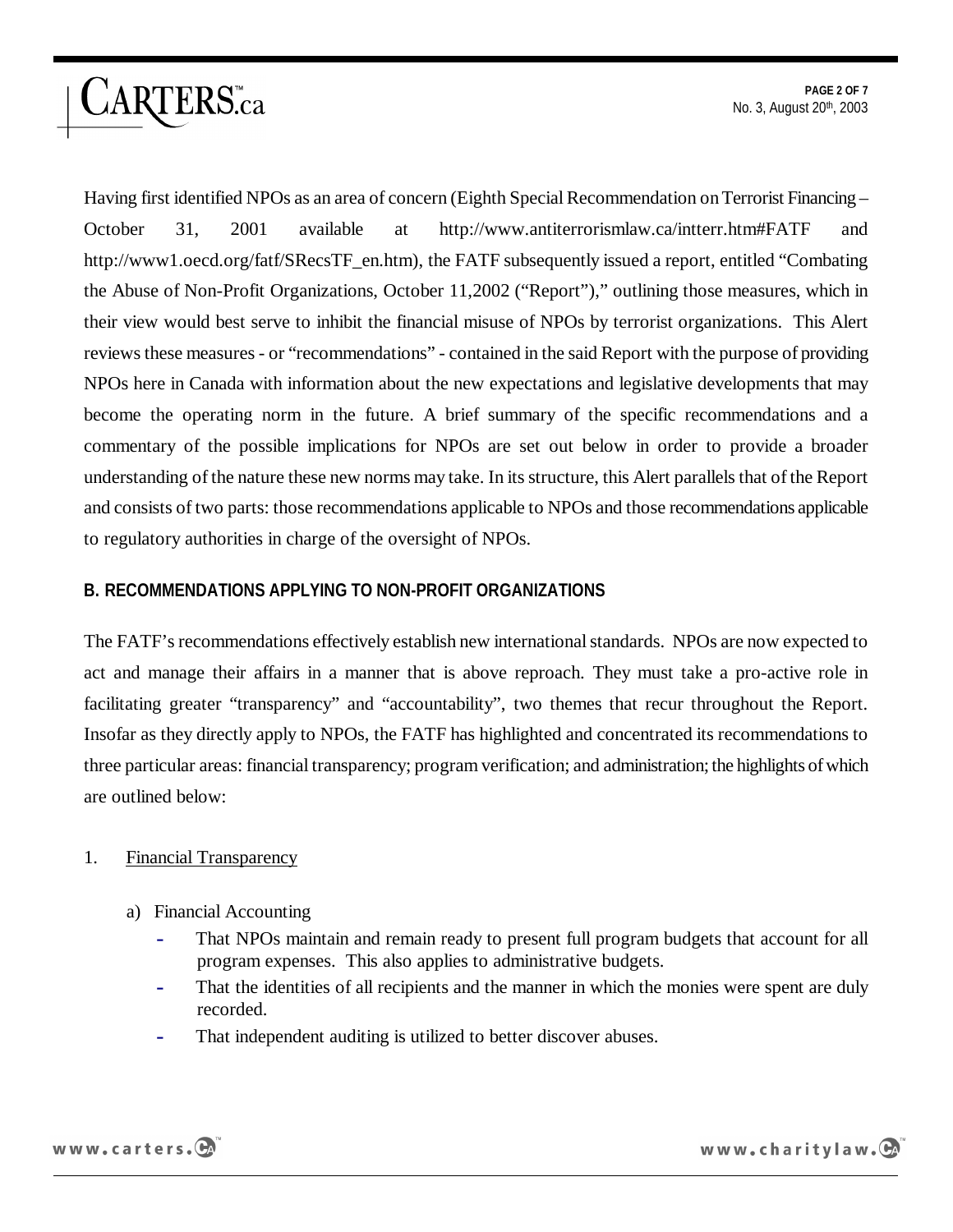Having first identified NPOs as an area of concern (Eighth Special Recommendation on Terrorist Financing – October 31, 2001 available at http://www.antiterrorismlaw.ca/intterr.htm#FATF and http://www1.oecd.org/fatf/SRecsTF_en.htm), the FATF subsequently issued a report, entitled "Combating the Abuse of Non-Profit Organizations, October 11,2002 ("Report")," outlining those measures, which in their view would best serve to inhibit the financial misuse of NPOs by terrorist organizations. This Alert reviews these measures - or "recommendations" - contained in the said Report with the purpose of providing NPOs here in Canada with information about the new expectations and legislative developments that may become the operating norm in the future. A brief summary of the specific recommendations and a commentary of the possible implications for NPOs are set out below in order to provide a broader understanding of the nature these new norms may take. In its structure, this Alert parallels that of the Report and consists of two parts: those recommendations applicable to NPOs and those recommendations applicable to regulatory authorities in charge of the oversight of NPOs.

## B. RECOMMENDATIONS APPLYING TO NON-PROFIT ORGANIZATIONS

The FATF's recommendations effectively establish new international standards. NPOs are now expected to act and manage their affairs in a manner that is above reproach. They must take a pro-active role in facilitating greater "transparency" and "accountability", two themes that recur throughout the Report. Insofar as they directly apply to NPOs, the FATF has highlighted and concentrated its recommendations to three particular areas: financial transparency; program verification; and administration; the highlights of which are outlined below:

1. <u>Financial Transparency</u>

   a) Financial Accounting

      - That NPOs maintain and remain ready to present full program budgets that account for all program expenses. This also applies to administrative budgets.
      - That the identities of all recipients and the manner in which the monies were spent are duly recorded.
      - That independent auditing is utilized to better discover abuses.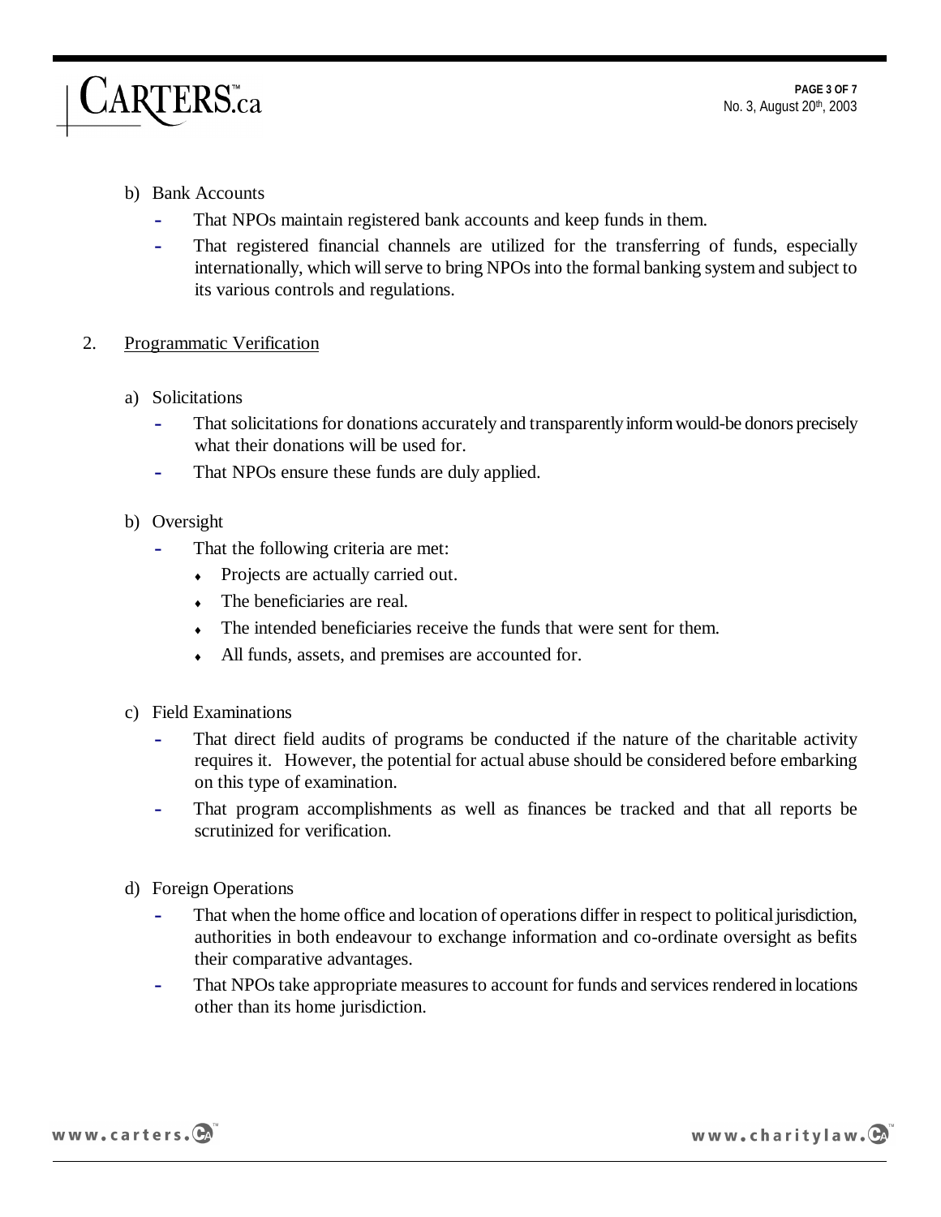b) Bank Accounts

- That NPOs maintain registered bank accounts and keep funds in them.
- That registered financial channels are utilized for the transferring of funds, especially internationally, which will serve to bring NPOs into the formal banking system and subject to its various controls and regulations.

2. <u>Programmatic Verification</u>

a) Solicitations

- That solicitations for donations accurately and transparently inform would-be donors precisely what their donations will be used for.
- That NPOs ensure these funds are duly applied.

b) Oversight

- That the following criteria are met:
  - Projects are actually carried out.
  - The beneficiaries are real.
  - The intended beneficiaries receive the funds that were sent for them.
  - All funds, assets, and premises are accounted for.

c) Field Examinations

- That direct field audits of programs be conducted if the nature of the charitable activity requires it. However, the potential for actual abuse should be considered before embarking on this type of examination.
- That program accomplishments as well as finances be tracked and that all reports be scrutinized for verification.

d) Foreign Operations

- That when the home office and location of operations differ in respect to political jurisdiction, authorities in both endeavour to exchange information and co-ordinate oversight as befits their comparative advantages.
- That NPOs take appropriate measures to account for funds and services rendered in locations other than its home jurisdiction.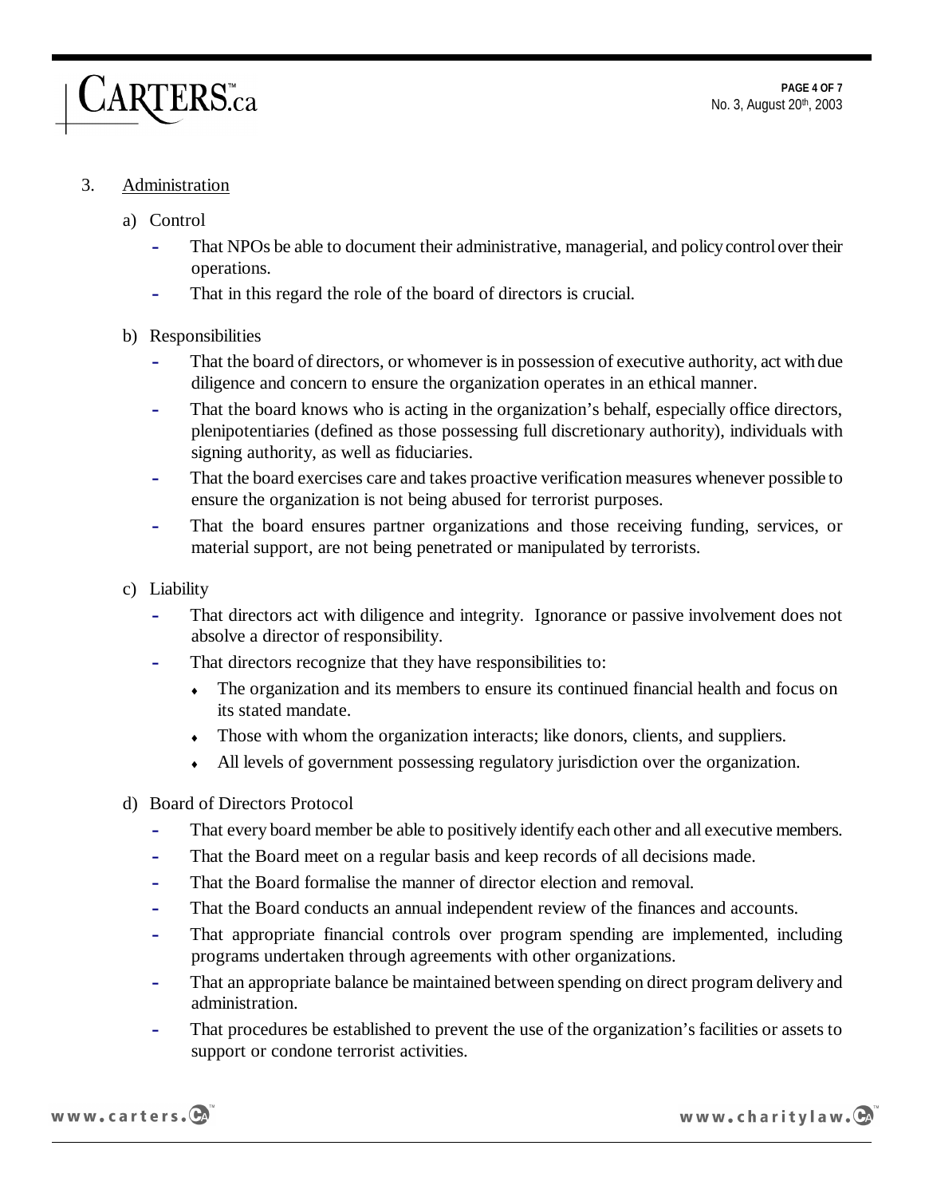3. Administration

a) Control

- That NPOs be able to document their administrative, managerial, and policy control over their operations.
- That in this regard the role of the board of directors is crucial.

b) Responsibilities

- That the board of directors, or whomever is in possession of executive authority, act with due diligence and concern to ensure the organization operates in an ethical manner.
- That the board knows who is acting in the organization's behalf, especially office directors, plenipotentiaries (defined as those possessing full discretionary authority), individuals with signing authority, as well as fiduciaries.
- That the board exercises care and takes proactive verification measures whenever possible to ensure the organization is not being abused for terrorist purposes.
- That the board ensures partner organizations and those receiving funding, services, or material support, are not being penetrated or manipulated by terrorists.

c) Liability

- That directors act with diligence and integrity. Ignorance or passive involvement does not absolve a director of responsibility.
- That directors recognize that they have responsibilities to:
  - The organization and its members to ensure its continued financial health and focus on its stated mandate.
  - Those with whom the organization interacts; like donors, clients, and suppliers.
  - All levels of government possessing regulatory jurisdiction over the organization.

d) Board of Directors Protocol

- That every board member be able to positively identify each other and all executive members.
- That the Board meet on a regular basis and keep records of all decisions made.
- That the Board formalise the manner of director election and removal.
- That the Board conducts an annual independent review of the finances and accounts.
- That appropriate financial controls over program spending are implemented, including programs undertaken through agreements with other organizations.
- That an appropriate balance be maintained between spending on direct program delivery and administration.
- That procedures be established to prevent the use of the organization's facilities or assets to support or condone terrorist activities.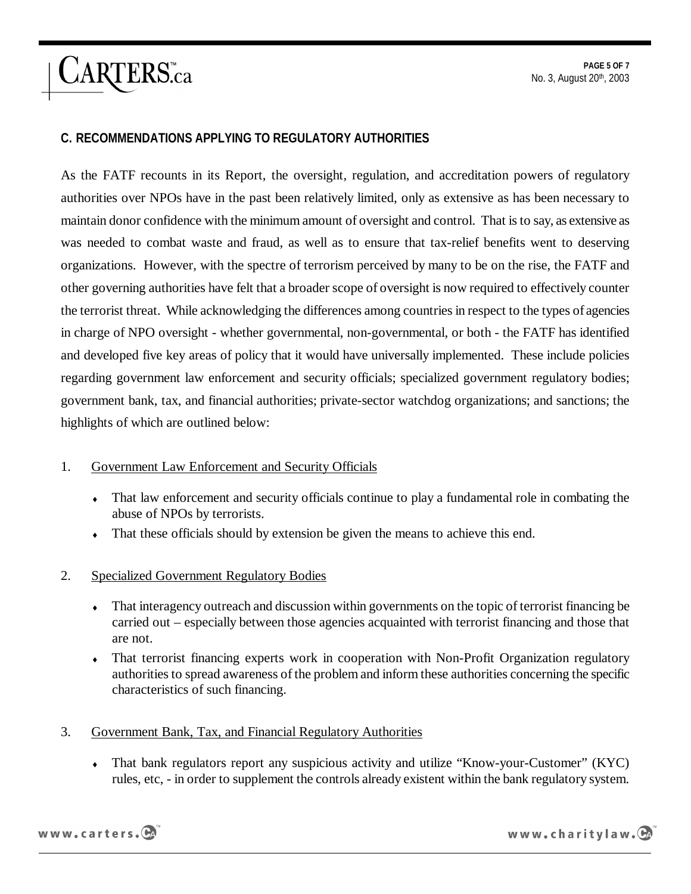## C. RECOMMENDATIONS APPLYING TO REGULATORY AUTHORITIES

As the FATF recounts in its Report, the oversight, regulation, and accreditation powers of regulatory authorities over NPOs have in the past been relatively limited, only as extensive as has been necessary to maintain donor confidence with the minimum amount of oversight and control. That is to say, as extensive as was needed to combat waste and fraud, as well as to ensure that tax-relief benefits went to deserving organizations. However, with the spectre of terrorism perceived by many to be on the rise, the FATF and other governing authorities have felt that a broader scope of oversight is now required to effectively counter the terrorist threat. While acknowledging the differences among countries in respect to the types of agencies in charge of NPO oversight - whether governmental, non-governmental, or both - the FATF has identified and developed five key areas of policy that it would have universally implemented. These include policies regarding government law enforcement and security officials; specialized government regulatory bodies; government bank, tax, and financial authorities; private-sector watchdog organizations; and sanctions; the highlights of which are outlined below:

1. Government Law Enforcement and Security Officials

   - That law enforcement and security officials continue to play a fundamental role in combating the abuse of NPOs by terrorists.
   - That these officials should by extension be given the means to achieve this end.

2. Specialized Government Regulatory Bodies

   - That interagency outreach and discussion within governments on the topic of terrorist financing be carried out – especially between those agencies acquainted with terrorist financing and those that are not.
   - That terrorist financing experts work in cooperation with Non-Profit Organization regulatory authorities to spread awareness of the problem and inform these authorities concerning the specific characteristics of such financing.

3. Government Bank, Tax, and Financial Regulatory Authorities

   - That bank regulators report any suspicious activity and utilize "Know-your-Customer" (KYC) rules, etc, - in order to supplement the controls already existent within the bank regulatory system.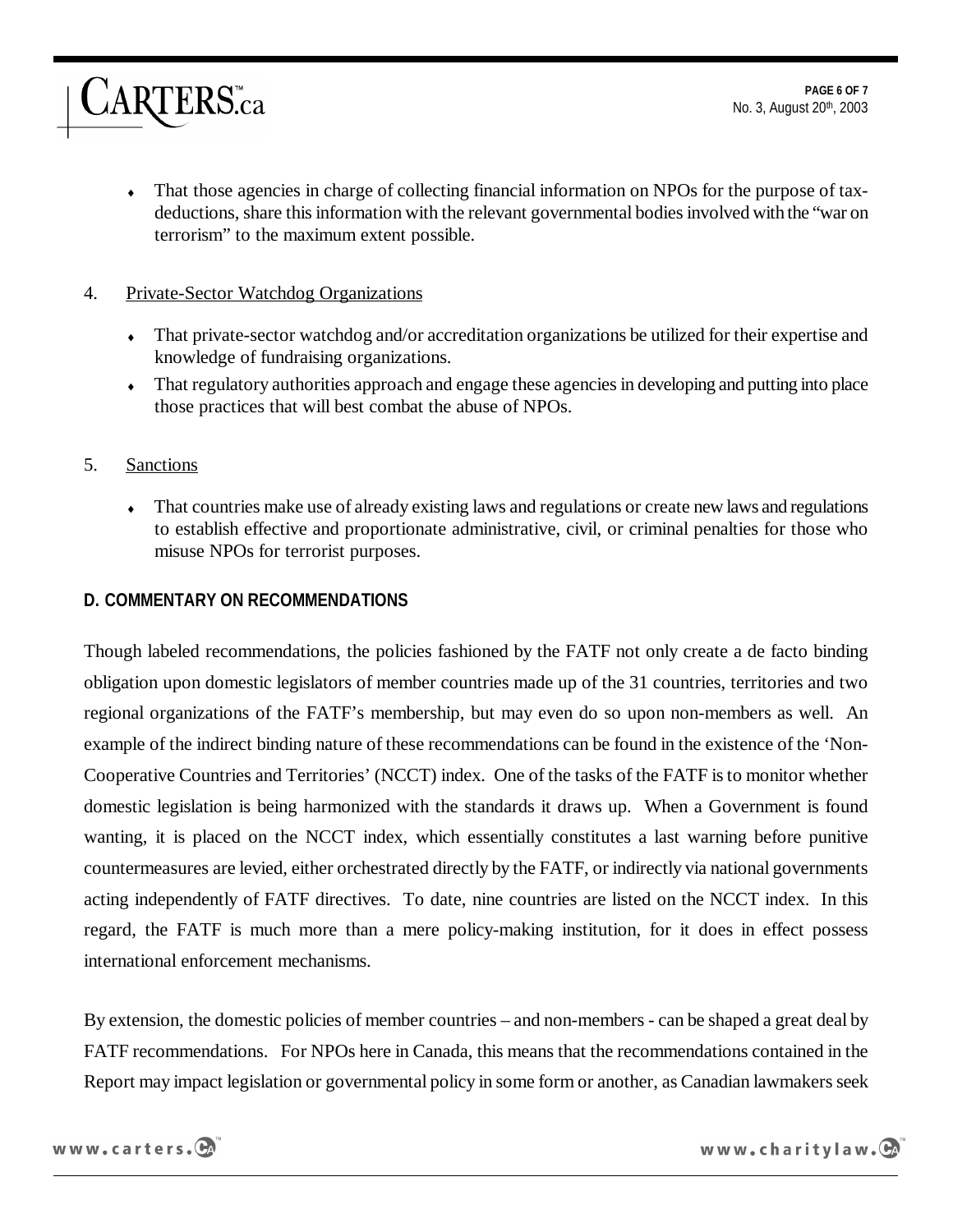- That those agencies in charge of collecting financial information on NPOs for the purpose of tax-deductions, share this information with the relevant governmental bodies involved with the "war on terrorism" to the maximum extent possible.

4. Private-Sector Watchdog Organizations

   - That private-sector watchdog and/or accreditation organizations be utilized for their expertise and knowledge of fundraising organizations.
   - That regulatory authorities approach and engage these agencies in developing and putting into place those practices that will best combat the abuse of NPOs.

5. Sanctions

   - That countries make use of already existing laws and regulations or create new laws and regulations to establish effective and proportionate administrative, civil, or criminal penalties for those who misuse NPOs for terrorist purposes.

## D. COMMENTARY ON RECOMMENDATIONS

Though labeled recommendations, the policies fashioned by the FATF not only create a de facto binding obligation upon domestic legislators of member countries made up of the 31 countries, territories and two regional organizations of the FATF's membership, but may even do so upon non-members as well. An example of the indirect binding nature of these recommendations can be found in the existence of the 'Non-Cooperative Countries and Territories' (NCCT) index. One of the tasks of the FATF is to monitor whether domestic legislation is being harmonized with the standards it draws up. When a Government is found wanting, it is placed on the NCCT index, which essentially constitutes a last warning before punitive countermeasures are levied, either orchestrated directly by the FATF, or indirectly via national governments acting independently of FATF directives. To date, nine countries are listed on the NCCT index. In this regard, the FATF is much more than a mere policy-making institution, for it does in effect possess international enforcement mechanisms.

By extension, the domestic policies of member countries – and non-members - can be shaped a great deal by FATF recommendations. For NPOs here in Canada, this means that the recommendations contained in the Report may impact legislation or governmental policy in some form or another, as Canadian lawmakers seek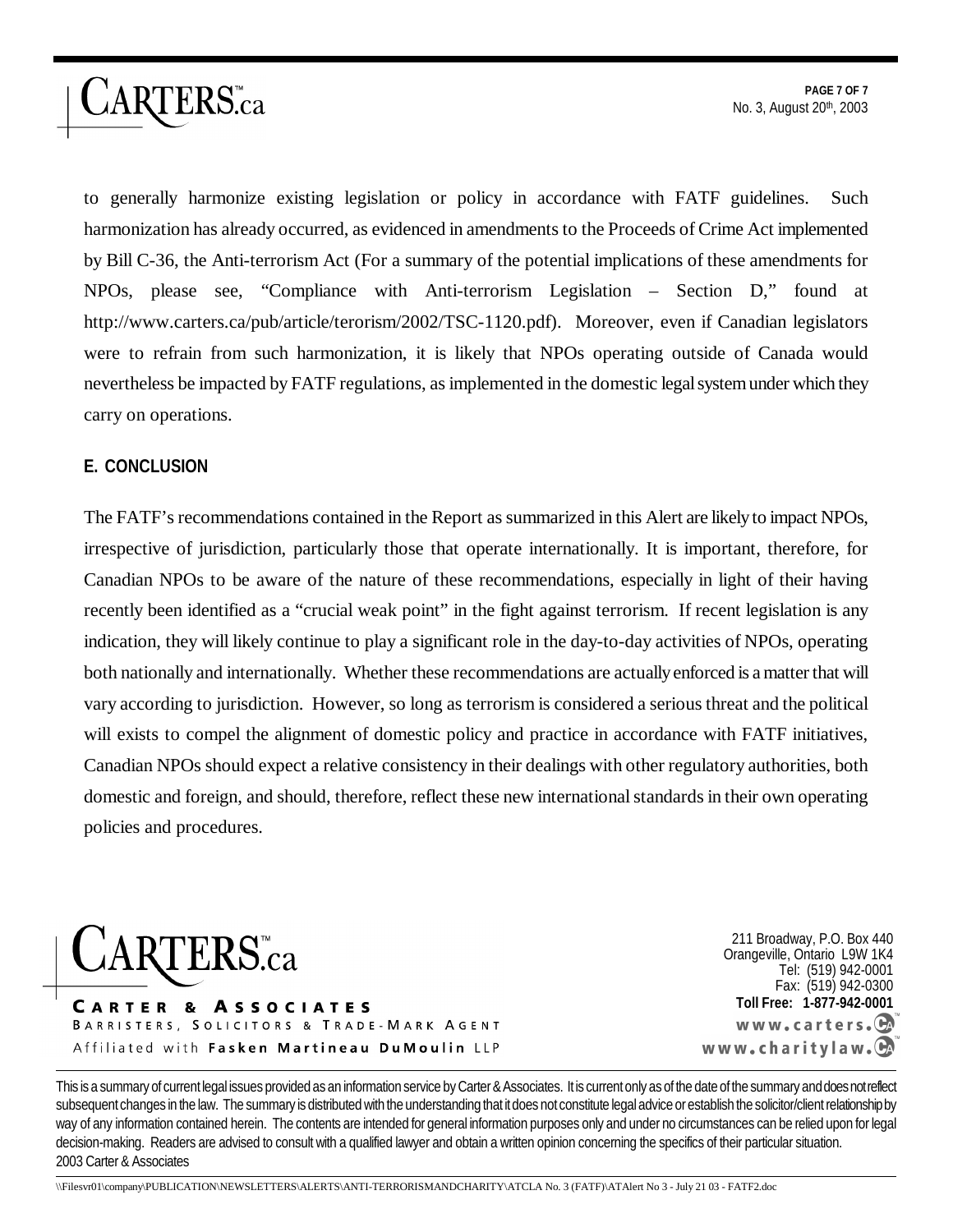to generally harmonize existing legislation or policy in accordance with FATF guidelines. Such harmonization has already occurred, as evidenced in amendments to the Proceeds of Crime Act implemented by Bill C-36, the Anti-terrorism Act (For a summary of the potential implications of these amendments for NPOs, please see, "Compliance with Anti-terrorism Legislation – Section D," found at http://www.carters.ca/pub/article/terorism/2002/TSC-1120.pdf). Moreover, even if Canadian legislators were to refrain from such harmonization, it is likely that NPOs operating outside of Canada would nevertheless be impacted by FATF regulations, as implemented in the domestic legal system under which they carry on operations.

## E. CONCLUSION

The FATF's recommendations contained in the Report as summarized in this Alert are likely to impact NPOs, irrespective of jurisdiction, particularly those that operate internationally. It is important, therefore, for Canadian NPOs to be aware of the nature of these recommendations, especially in light of their having recently been identified as a "crucial weak point" in the fight against terrorism. If recent legislation is any indication, they will likely continue to play a significant role in the day-to-day activities of NPOs, operating both nationally and internationally. Whether these recommendations are actually enforced is a matter that will vary according to jurisdiction. However, so long as terrorism is considered a serious threat and the political will exists to compel the alignment of domestic policy and practice in accordance with FATF initiatives, Canadian NPOs should expect a relative consistency in their dealings with other regulatory authorities, both domestic and foreign, and should, therefore, reflect these new international standards in their own operating policies and procedures.

CARTERS.ca™

**CARTER & ASSOCIATES**
BARRISTERS, SOLICITORS & TRADE-MARK AGENT
Affiliated with **Fasken Martineau DuMoulin** LLP

211 Broadway, P.O. Box 440
Orangeville, Ontario L9W 1K4
Tel: (519) 942-0001
Fax: (519) 942-0300
**Toll Free: 1-877-942-0001**
www.carters.ca
www.charitylaw.ca

This is a summary of current legal issues provided as an information service by Carter & Associates. It is current only as of the date of the summary and does not reflect subsequent changes in the law. The summary is distributed with the understanding that it does not constitute legal advice or establish the solicitor/client relationship by way of any information contained herein. The contents are intended for general information purposes only and under no circumstances can be relied upon for legal decision-making. Readers are advised to consult with a qualified lawyer and obtain a written opinion concerning the specifics of their particular situation.
2003 Carter & Associates